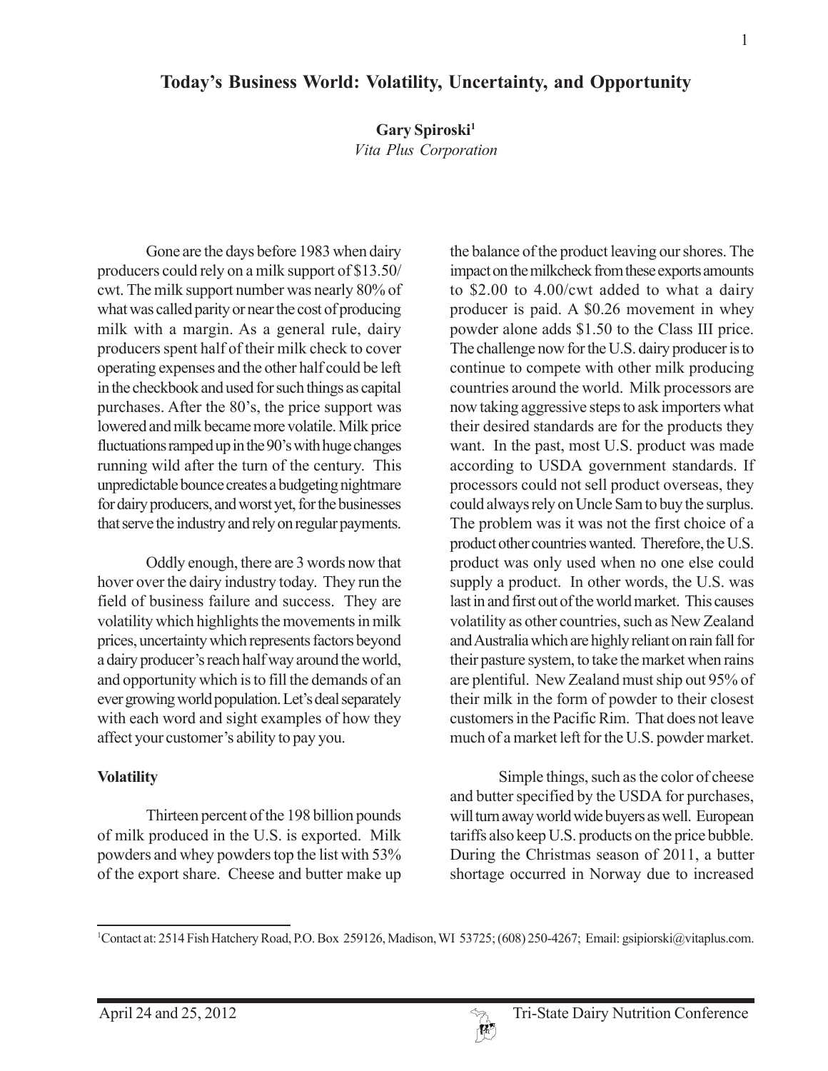# Today's Business World: Volatility, Uncertainty, and Opportunity

**Gary Spiroski**[1]
*Vita Plus Corporation*

Gone are the days before 1983 when dairy producers could rely on a milk support of $13.50/cwt. The milk support number was nearly 80% of what was called parity or near the cost of producing milk with a margin. As a general rule, dairy producers spent half of their milk check to cover operating expenses and the other half could be left in the checkbook and used for such things as capital purchases. After the 80's, the price support was lowered and milk became more volatile. Milk price fluctuations ramped up in the 90's with huge changes running wild after the turn of the century. This unpredictable bounce creates a budgeting nightmare for dairy producers, and worst yet, for the businesses that serve the industry and rely on regular payments.

Oddly enough, there are 3 words now that hover over the dairy industry today. They run the field of business failure and success. They are volatility which highlights the movements in milk prices, uncertainty which represents factors beyond a dairy producer's reach half way around the world, and opportunity which is to fill the demands of an ever growing world population. Let's deal separately with each word and sight examples of how they affect your customer's ability to pay you.

## Volatility

Thirteen percent of the 198 billion pounds of milk produced in the U.S. is exported. Milk powders and whey powders top the list with 53% of the export share. Cheese and butter make up the balance of the product leaving our shores. The impact on the milkcheck from these exports amounts to $2.00 to 4.00/cwt added to what a dairy producer is paid. A $0.26 movement in whey powder alone adds $1.50 to the Class III price. The challenge now for the U.S. dairy producer is to continue to compete with other milk producing countries around the world. Milk processors are now taking aggressive steps to ask importers what their desired standards are for the products they want. In the past, most U.S. product was made according to USDA government standards. If processors could not sell product overseas, they could always rely on Uncle Sam to buy the surplus. The problem was it was not the first choice of a product other countries wanted. Therefore, the U.S. product was only used when no one else could supply a product. In other words, the U.S. was last in and first out of the world market. This causes volatility as other countries, such as New Zealand and Australia which are highly reliant on rain fall for their pasture system, to take the market when rains are plentiful. New Zealand must ship out 95% of their milk in the form of powder to their closest customers in the Pacific Rim. That does not leave much of a market left for the U.S. powder market.

Simple things, such as the color of cheese and butter specified by the USDA for purchases, will turn away world wide buyers as well. European tariffs also keep U.S. products on the price bubble. During the Christmas season of 2011, a butter shortage occurred in Norway due to increased

[1]Contact at: 2514 Fish Hatchery Road, P.O. Box 259126, Madison, WI 53725; (608) 250-4267; Email: gsipiorski@vitaplus.com.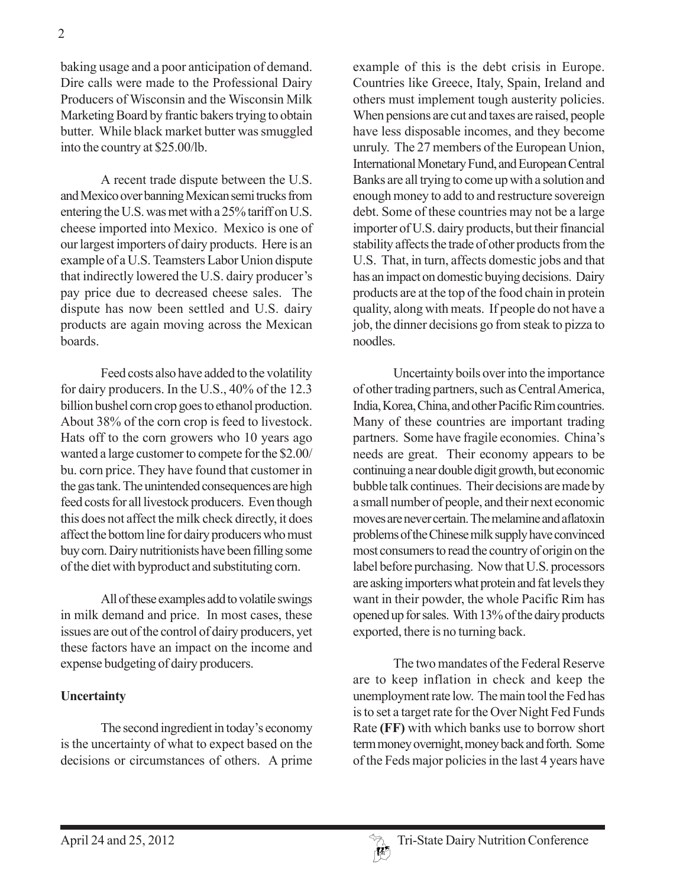baking usage and a poor anticipation of demand. Dire calls were made to the Professional Dairy Producers of Wisconsin and the Wisconsin Milk Marketing Board by frantic bakers trying to obtain butter. While black market butter was smuggled into the country at $25.00/lb.

A recent trade dispute between the U.S. and Mexico over banning Mexican semi trucks from entering the U.S. was met with a 25% tariff on U.S. cheese imported into Mexico. Mexico is one of our largest importers of dairy products. Here is an example of a U.S. Teamsters Labor Union dispute that indirectly lowered the U.S. dairy producer's pay price due to decreased cheese sales. The dispute has now been settled and U.S. dairy products are again moving across the Mexican boards.

Feed costs also have added to the volatility for dairy producers. In the U.S., 40% of the 12.3 billion bushel corn crop goes to ethanol production. About 38% of the corn crop is feed to livestock. Hats off to the corn growers who 10 years ago wanted a large customer to compete for the $2.00/bu. corn price. They have found that customer in the gas tank. The unintended consequences are high feed costs for all livestock producers. Even though this does not affect the milk check directly, it does affect the bottom line for dairy producers who must buy corn. Dairy nutritionists have been filling some of the diet with byproduct and substituting corn.

All of these examples add to volatile swings in milk demand and price. In most cases, these issues are out of the control of dairy producers, yet these factors have an impact on the income and expense budgeting of dairy producers.

**Uncertainty**

The second ingredient in today's economy is the uncertainty of what to expect based on the decisions or circumstances of others. A prime example of this is the debt crisis in Europe. Countries like Greece, Italy, Spain, Ireland and others must implement tough austerity policies. When pensions are cut and taxes are raised, people have less disposable incomes, and they become unruly. The 27 members of the European Union, International Monetary Fund, and European Central Banks are all trying to come up with a solution and enough money to add to and restructure sovereign debt. Some of these countries may not be a large importer of U.S. dairy products, but their financial stability affects the trade of other products from the U.S. That, in turn, affects domestic jobs and that has an impact on domestic buying decisions. Dairy products are at the top of the food chain in protein quality, along with meats. If people do not have a job, the dinner decisions go from steak to pizza to noodles.

Uncertainty boils over into the importance of other trading partners, such as Central America, India, Korea, China, and other Pacific Rim countries. Many of these countries are important trading partners. Some have fragile economies. China's needs are great. Their economy appears to be continuing a near double digit growth, but economic bubble talk continues. Their decisions are made by a small number of people, and their next economic moves are never certain. The melamine and aflatoxin problems of the Chinese milk supply have convinced most consumers to read the country of origin on the label before purchasing. Now that U.S. processors are asking importers what protein and fat levels they want in their powder, the whole Pacific Rim has opened up for sales. With 13% of the dairy products exported, there is no turning back.

The two mandates of the Federal Reserve are to keep inflation in check and keep the unemployment rate low. The main tool the Fed has is to set a target rate for the Over Night Fed Funds Rate **(FF)** with which banks use to borrow short term money overnight, money back and forth. Some of the Feds major policies in the last 4 years have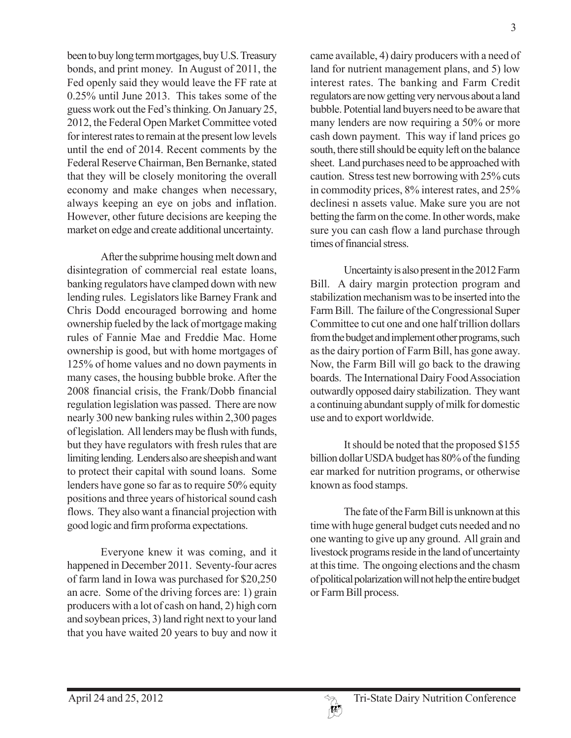been to buy long term mortgages, buy U.S. Treasury bonds, and print money. In August of 2011, the Fed openly said they would leave the FF rate at 0.25% until June 2013. This takes some of the guess work out the Fed's thinking. On January 25, 2012, the Federal Open Market Committee voted for interest rates to remain at the present low levels until the end of 2014. Recent comments by the Federal Reserve Chairman, Ben Bernanke, stated that they will be closely monitoring the overall economy and make changes when necessary, always keeping an eye on jobs and inflation. However, other future decisions are keeping the market on edge and create additional uncertainty.

After the subprime housing melt down and disintegration of commercial real estate loans, banking regulators have clamped down with new lending rules. Legislators like Barney Frank and Chris Dodd encouraged borrowing and home ownership fueled by the lack of mortgage making rules of Fannie Mae and Freddie Mac. Home ownership is good, but with home mortgages of 125% of home values and no down payments in many cases, the housing bubble broke. After the 2008 financial crisis, the Frank/Dobb financial regulation legislation was passed. There are now nearly 300 new banking rules within 2,300 pages of legislation. All lenders may be flush with funds, but they have regulators with fresh rules that are limiting lending. Lenders also are sheepish and want to protect their capital with sound loans. Some lenders have gone so far as to require 50% equity positions and three years of historical sound cash flows. They also want a financial projection with good logic and firm proforma expectations.

Everyone knew it was coming, and it happened in December 2011. Seventy-four acres of farm land in Iowa was purchased for $20,250 an acre. Some of the driving forces are: 1) grain producers with a lot of cash on hand, 2) high corn and soybean prices, 3) land right next to your land that you have waited 20 years to buy and now it came available, 4) dairy producers with a need of land for nutrient management plans, and 5) low interest rates. The banking and Farm Credit regulators are now getting very nervous about a land bubble. Potential land buyers need to be aware that many lenders are now requiring a 50% or more cash down payment. This way if land prices go south, there still should be equity left on the balance sheet. Land purchases need to be approached with caution. Stress test new borrowing with 25% cuts in commodity prices, 8% interest rates, and 25% declinesi n assets value. Make sure you are not betting the farm on the come. In other words, make sure you can cash flow a land purchase through times of financial stress.

Uncertainty is also present in the 2012 Farm Bill. A dairy margin protection program and stabilization mechanism was to be inserted into the Farm Bill. The failure of the Congressional Super Committee to cut one and one half trillion dollars from the budget and implement other programs, such as the dairy portion of Farm Bill, has gone away. Now, the Farm Bill will go back to the drawing boards. The International Dairy Food Association outwardly opposed dairy stabilization. They want a continuing abundant supply of milk for domestic use and to export worldwide.

It should be noted that the proposed $155 billion dollar USDA budget has 80% of the funding ear marked for nutrition programs, or otherwise known as food stamps.

The fate of the Farm Bill is unknown at this time with huge general budget cuts needed and no one wanting to give up any ground. All grain and livestock programs reside in the land of uncertainty at this time. The ongoing elections and the chasm of political polarization will not help the entire budget or Farm Bill process.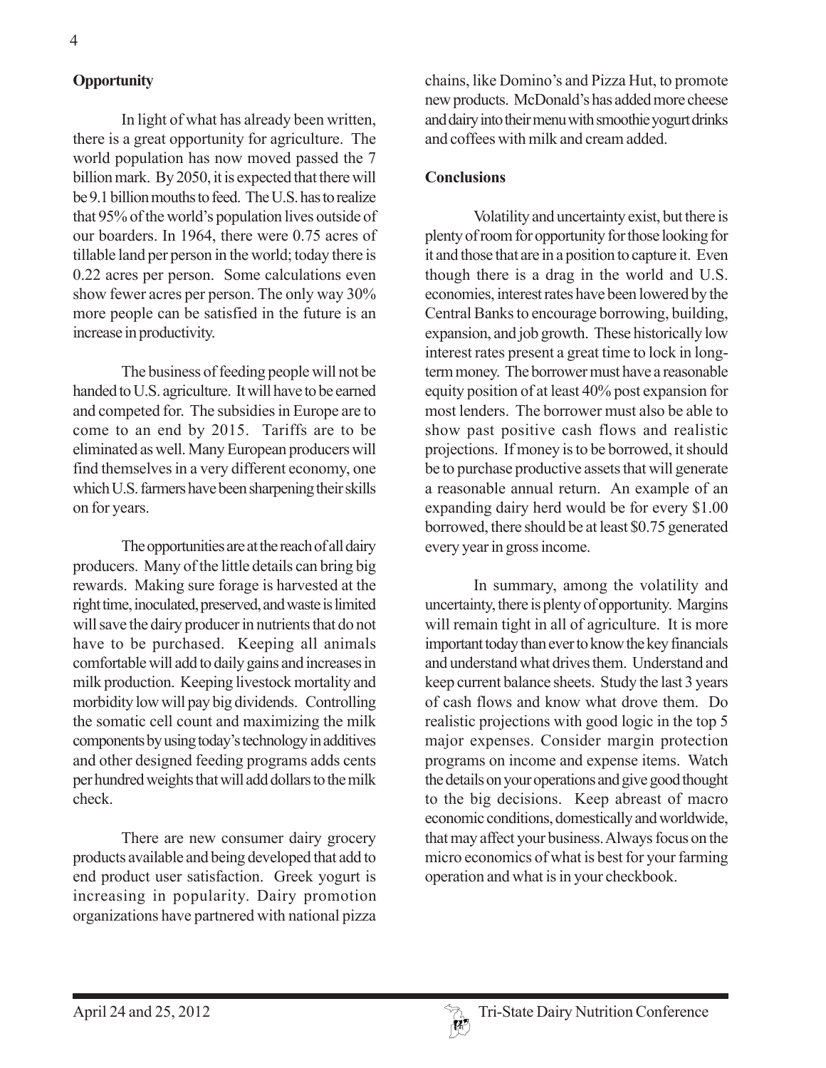**Opportunity**

In light of what has already been written, there is a great opportunity for agriculture. The world population has now moved passed the 7 billion mark. By 2050, it is expected that there will be 9.1 billion mouths to feed. The U.S. has to realize that 95% of the world's population lives outside of our boarders. In 1964, there were 0.75 acres of tillable land per person in the world; today there is 0.22 acres per person. Some calculations even show fewer acres per person. The only way 30% more people can be satisfied in the future is an increase in productivity.

The business of feeding people will not be handed to U.S. agriculture. It will have to be earned and competed for. The subsidies in Europe are to come to an end by 2015. Tariffs are to be eliminated as well. Many European producers will find themselves in a very different economy, one which U.S. farmers have been sharpening their skills on for years.

The opportunities are at the reach of all dairy producers. Many of the little details can bring big rewards. Making sure forage is harvested at the right time, inoculated, preserved, and waste is limited will save the dairy producer in nutrients that do not have to be purchased. Keeping all animals comfortable will add to daily gains and increases in milk production. Keeping livestock mortality and morbidity low will pay big dividends. Controlling the somatic cell count and maximizing the milk components by using today's technology in additives and other designed feeding programs adds cents per hundred weights that will add dollars to the milk check.

There are new consumer dairy grocery products available and being developed that add to end product user satisfaction. Greek yogurt is increasing in popularity. Dairy promotion organizations have partnered with national pizza chains, like Domino's and Pizza Hut, to promote new products. McDonald's has added more cheese and dairy into their menu with smoothie yogurt drinks and coffees with milk and cream added.

**Conclusions**

Volatility and uncertainty exist, but there is plenty of room for opportunity for those looking for it and those that are in a position to capture it. Even though there is a drag in the world and U.S. economies, interest rates have been lowered by the Central Banks to encourage borrowing, building, expansion, and job growth. These historically low interest rates present a great time to lock in long-term money. The borrower must have a reasonable equity position of at least 40% post expansion for most lenders. The borrower must also be able to show past positive cash flows and realistic projections. If money is to be borrowed, it should be to purchase productive assets that will generate a reasonable annual return. An example of an expanding dairy herd would be for every $1.00 borrowed, there should be at least $0.75 generated every year in gross income.

In summary, among the volatility and uncertainty, there is plenty of opportunity. Margins will remain tight in all of agriculture. It is more important today than ever to know the key financials and understand what drives them. Understand and keep current balance sheets. Study the last 3 years of cash flows and know what drove them. Do realistic projections with good logic in the top 5 major expenses. Consider margin protection programs on income and expense items. Watch the details on your operations and give good thought to the big decisions. Keep abreast of macro economic conditions, domestically and worldwide, that may affect your business. Always focus on the micro economics of what is best for your farming operation and what is in your checkbook.